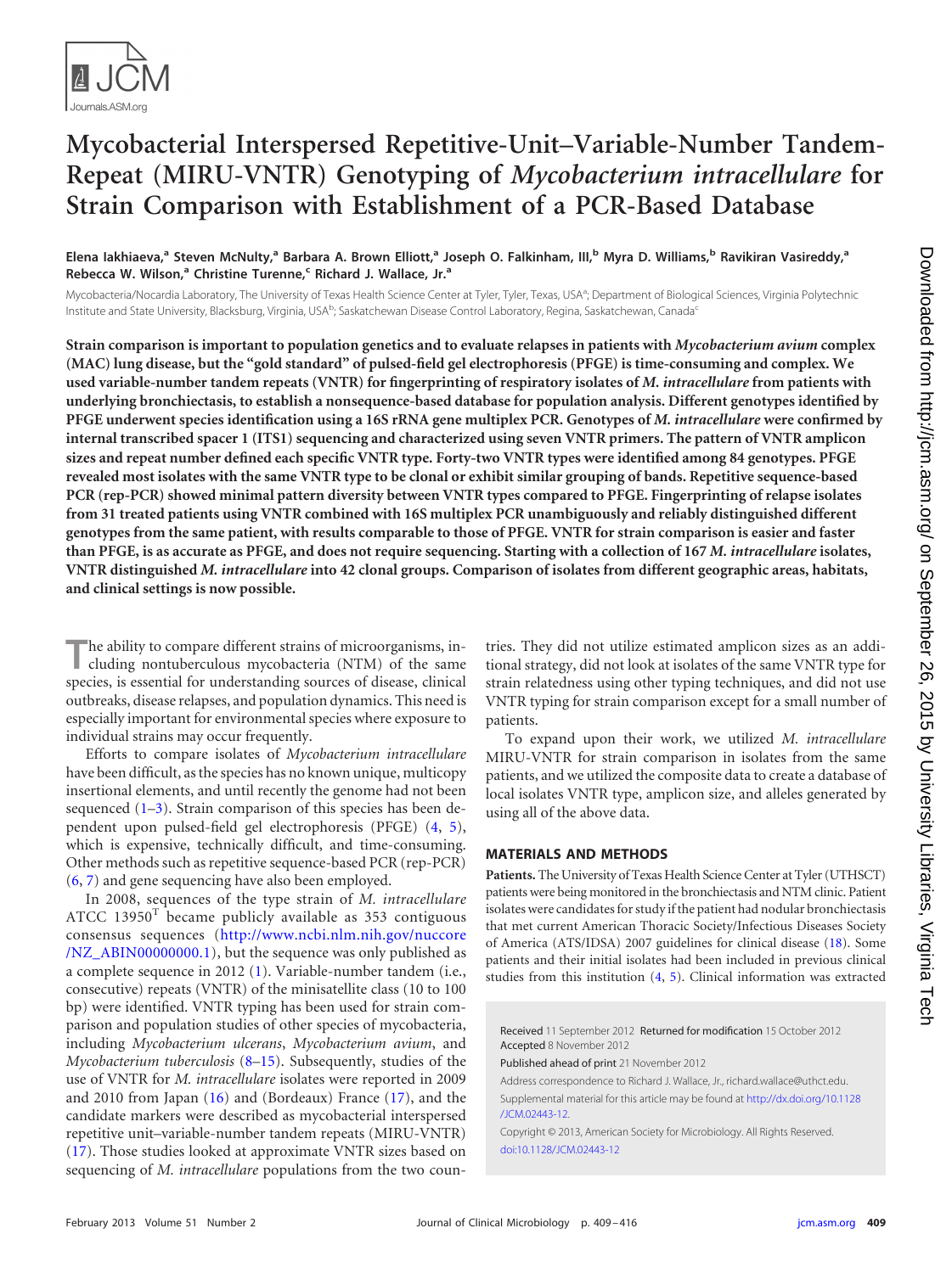# Mycobacterial Interspersed Repetitive-Unit–Variable-Number Tandem-Repeat (MIRU-VNTR) Genotyping of *Mycobacterium intracellulare* for Strain Comparison with Establishment of a PCR-Based Database

**Elena Iakhiaeva,[a] Steven McNulty,[a] Barbara A. Brown Elliott,[a] Joseph O. Falkinham, III,[b] Myra D. Williams,[b] Ravikiran Vasireddy,[a] Rebecca W. Wilson,[a] Christine Turenne,[c] Richard J. Wallace, Jr.[a]**

Mycobacteria/Nocardia Laboratory, The University of Texas Health Science Center at Tyler, Tyler, Texas, USA[a]; Department of Biological Sciences, Virginia Polytechnic Institute and State University, Blacksburg, Virginia, USA[b]; Saskatchewan Disease Control Laboratory, Regina, Saskatchewan, Canada[c]

**Strain comparison is important to population genetics and to evaluate relapses in patients with *Mycobacterium avium* complex (MAC) lung disease, but the "gold standard" of pulsed-field gel electrophoresis (PFGE) is time-consuming and complex. We used variable-number tandem repeats (VNTR) for fingerprinting of respiratory isolates of *M. intracellulare* from patients with underlying bronchiectasis, to establish a nonsequence-based database for population analysis. Different genotypes identified by PFGE underwent species identification using a 16S rRNA gene multiplex PCR. Genotypes of *M. intracellulare* were confirmed by internal transcribed spacer 1 (ITS1) sequencing and characterized using seven VNTR primers. The pattern of VNTR amplicon sizes and repeat number defined each specific VNTR type. Forty-two VNTR types were identified among 84 genotypes. PFGE revealed most isolates with the same VNTR type to be clonal or exhibit similar grouping of bands. Repetitive sequence-based PCR (rep-PCR) showed minimal pattern diversity between VNTR types compared to PFGE. Fingerprinting of relapse isolates from 31 treated patients using VNTR combined with 16S multiplex PCR unambiguously and reliably distinguished different genotypes from the same patient, with results comparable to those of PFGE. VNTR for strain comparison is easier and faster than PFGE, is as accurate as PFGE, and does not require sequencing. Starting with a collection of 167 *M. intracellulare* isolates, VNTR distinguished *M. intracellulare* into 42 clonal groups. Comparison of isolates from different geographic areas, habitats, and clinical settings is now possible.**

The ability to compare different strains of microorganisms, including nontuberculous mycobacteria (NTM) of the same species, is essential for understanding sources of disease, clinical outbreaks, disease relapses, and population dynamics. This need is especially important for environmental species where exposure to individual strains may occur frequently.

Efforts to compare isolates of *Mycobacterium intracellulare* have been difficult, as the species has no known unique, multicopy insertional elements, and until recently the genome had not been sequenced (1–3). Strain comparison of this species has been dependent upon pulsed-field gel electrophoresis (PFGE) (4, 5), which is expensive, technically difficult, and time-consuming. Other methods such as repetitive sequence-based PCR (rep-PCR) (6, 7) and gene sequencing have also been employed.

In 2008, sequences of the type strain of *M. intracellulare* ATCC 13950[T] became publicly available as 353 contiguous consensus sequences (http://www.ncbi.nlm.nih.gov/nuccore/NZ_ABIN00000000.1), but the sequence was only published as a complete sequence in 2012 (1). Variable-number tandem (i.e., consecutive) repeats (VNTR) of the minisatellite class (10 to 100 bp) were identified. VNTR typing has been used for strain comparison and population studies of other species of mycobacteria, including *Mycobacterium ulcerans*, *Mycobacterium avium*, and *Mycobacterium tuberculosis* (8–15). Subsequently, studies of the use of VNTR for *M. intracellulare* isolates were reported in 2009 and 2010 from Japan (16) and (Bordeaux) France (17), and the candidate markers were described as mycobacterial interspersed repetitive unit–variable-number tandem repeats (MIRU-VNTR) (17). Those studies looked at approximate VNTR sizes based on sequencing of *M. intracellulare* populations from the two countries. They did not utilize estimated amplicon sizes as an additional strategy, did not look at isolates of the same VNTR type for strain relatedness using other typing techniques, and did not use VNTR typing for strain comparison except for a small number of patients.

To expand upon their work, we utilized *M. intracellulare* MIRU-VNTR for strain comparison in isolates from the same patients, and we utilized the composite data to create a database of local isolates VNTR type, amplicon size, and alleles generated by using all of the above data.

## MATERIALS AND METHODS

**Patients.** The University of Texas Health Science Center at Tyler (UTHSCT) patients were being monitored in the bronchiectasis and NTM clinic. Patient isolates were candidates for study if the patient had nodular bronchiectasis that met current American Thoracic Society/Infectious Diseases Society of America (ATS/IDSA) 2007 guidelines for clinical disease (18). Some patients and their initial isolates had been included in previous clinical studies from this institution (4, 5). Clinical information was extracted

Received 11 September 2012 Returned for modification 15 October 2012 Accepted 8 November 2012

Published ahead of print 21 November 2012

Address correspondence to Richard J. Wallace, Jr., richard.wallace@uthct.edu.

Supplemental material for this article may be found at http://dx.doi.org/10.1128/JCM.02443-12.

Copyright © 2013, American Society for Microbiology. All Rights Reserved.

doi:10.1128/JCM.02443-12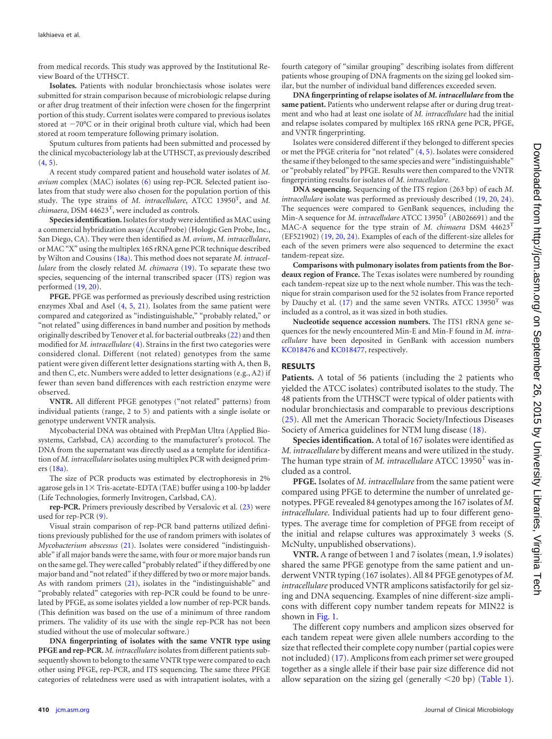from medical records. This study was approved by the Institutional Review Board of the UTHSCT.

**Isolates.** Patients with nodular bronchiectasis whose isolates were submitted for strain comparison because of microbiologic relapse during or after drug treatment of their infection were chosen for the fingerprint portion of this study. Current isolates were compared to previous isolates stored at −70°C or in their original broth culture vial, which had been stored at room temperature following primary isolation.

Sputum cultures from patients had been submitted and processed by the clinical mycobacteriology lab at the UTHSCT, as previously described (4, 5).

A recent study compared patient and household water isolates of *M. avium* complex (MAC) isolates (6) using rep-PCR. Selected patient isolates from that study were also chosen for the population portion of this study. The type strains of *M. intracellulare*, ATCC 13950[T], and *M. chimaera*, DSM 44623[T], were included as controls.

**Species identification.** Isolates for study were identified as MAC using a commercial hybridization assay (AccuProbe) (Hologic Gen Probe, Inc., San Diego, CA). They were then identified as *M. avium*, *M. intracellulare*, or MAC "X" using the multiplex 16S rRNA gene PCR technique described by Wilton and Cousins (18a). This method does not separate *M. intracellulare* from the closely related *M. chimaera* (19). To separate these two species, sequencing of the internal transcribed spacer (ITS) region was performed (19, 20).

**PFGE.** PFGE was performed as previously described using restriction enzymes XbaI and AseI (4, 5, 21). Isolates from the same patient were compared and categorized as "indistinguishable," "probably related," or "not related" using differences in band number and position by methods originally described by Tenover et al. for bacterial outbreaks (22) and then modified for *M. intracellulare* (4). Strains in the first two categories were considered clonal. Different (not related) genotypes from the same patient were given different letter designations starting with A, then B, and then C, etc. Numbers were added to letter designations (e.g., A2) if fewer than seven band differences with each restriction enzyme were observed.

**VNTR.** All different PFGE genotypes ("not related" patterns) from individual patients (range, 2 to 5) and patients with a single isolate or genotype underwent VNTR analysis.

Mycobacterial DNA was obtained with PrepMan Ultra (Applied Biosystems, Carlsbad, CA) according to the manufacturer's protocol. The DNA from the supernatant was directly used as a template for identification of *M. intracellulare* isolates using multiplex PCR with designed primers (18a).

The size of PCR products was estimated by electrophoresis in 2% agarose gels in 1× Tris-acetate-EDTA (TAE) buffer using a 100-bp ladder (Life Technologies, formerly Invitrogen, Carlsbad, CA).

**rep-PCR.** Primers previously described by Versalovic et al. (23) were used for rep-PCR (9).

Visual strain comparison of rep-PCR band patterns utilized definitions previously published for the use of random primers with isolates of *Mycobacterium abscessus* (21). Isolates were considered "indistinguishable" if all major bands were the same, with four or more major bands run on the same gel. They were called "probably related" if they differed by one major band and "not related" if they differed by two or more major bands. As with random primers (21), isolates in the "indistinguishable" and "probably related" categories with rep-PCR could be found to be unrelated by PFGE, as some isolates yielded a low number of rep-PCR bands. (This definition was based on the use of a minimum of three random primers. The validity of its use with the single rep-PCR has not been studied without the use of molecular software.)

**DNA fingerprinting of isolates with the same VNTR type using PFGE and rep-PCR.** *M. intracellulare* isolates from different patients subsequently shown to belong to the same VNTR type were compared to each other using PFGE, rep-PCR, and ITS sequencing. The same three PFGE categories of relatedness were used as with intrapatient isolates, with a fourth category of "similar grouping" describing isolates from different patients whose grouping of DNA fragments on the sizing gel looked similar, but the number of individual band differences exceeded seven.

**DNA fingerprinting of relapse isolates of *M. intracellulare* from the same patient.** Patients who underwent relapse after or during drug treatment and who had at least one isolate of *M. intracellulare* had the initial and relapse isolates compared by multiplex 16S rRNA gene PCR, PFGE, and VNTR fingerprinting.

Isolates were considered different if they belonged to different species or met the PFGE criteria for "not related" (4, 5). Isolates were considered the same if they belonged to the same species and were "indistinguishable" or "probably related" by PFGE. Results were then compared to the VNTR fingerprinting results for isolates of *M. intracellulare*.

**DNA sequencing.** Sequencing of the ITS region (263 bp) of each *M. intracellulare* isolate was performed as previously described (19, 20, 24). The sequences were compared to GenBank sequences, including the Min-A sequence for *M. intracellulare* ATCC 13950[T] (AB026691) and the MAC-A sequence for the type strain of *M. chimaera* DSM 44623[T] (EF521902) (19, 20, 24). Examples of each of the different-size alleles for each of the seven primers were also sequenced to determine the exact tandem-repeat size.

**Comparisons with pulmonary isolates from patients from the Bordeaux region of France.** The Texas isolates were numbered by rounding each tandem-repeat size up to the next whole number. This was the technique used for strain comparison used for the 52 isolates from France reported by Dauchy et al. (17) and the same seven VNTRs. ATCC 13950[T] was included as a control, as it was sized in both studies.

**Nucleotide sequence accession numbers.** The ITS1 rRNA gene sequences for the newly encountered Min-E and Min-F found in *M. intracellulare* have been deposited in GenBank with accession numbers KC018476 and KC018477, respectively.

## RESULTS

**Patients.** A total of 56 patients (including the 2 patients who yielded the ATCC isolates) contributed isolates to the study. The 48 patients from the UTHSCT were typical of older patients with nodular bronchiectasis and comparable to previous descriptions (25). All met the American Thoracic Society/Infectious Diseases Society of America guidelines for NTM lung disease (18).

**Species identification.** A total of 167 isolates were identified as *M. intracellulare* by different means and were utilized in the study. The human type strain of *M. intracellulare* ATCC 13950[T] was included as a control.

**PFGE.** Isolates of *M. intracellulare* from the same patient were compared using PFGE to determine the number of unrelated genotypes. PFGE revealed 84 genotypes among the 167 isolates of *M. intracellulare*. Individual patients had up to four different genotypes. The average time for completion of PFGE from receipt of the initial and relapse cultures was approximately 3 weeks (S. McNulty, unpublished observations).

**VNTR.** A range of between 1 and 7 isolates (mean, 1.9 isolates) shared the same PFGE genotype from the same patient and underwent VNTR typing (167 isolates). All 84 PFGE genotypes of *M. intracellulare* produced VNTR amplicons satisfactorily for gel sizing and DNA sequencing. Examples of nine different-size amplicons with different copy number tandem repeats for MIN22 is shown in Fig. 1.

The different copy numbers and amplicon sizes observed for each tandem repeat were given allele numbers according to the size that reflected their complete copy number (partial copies were not included) (17). Amplicons from each primer set were grouped together as a single allele if their base pair size difference did not allow separation on the sizing gel (generally <20 bp) (Table 1).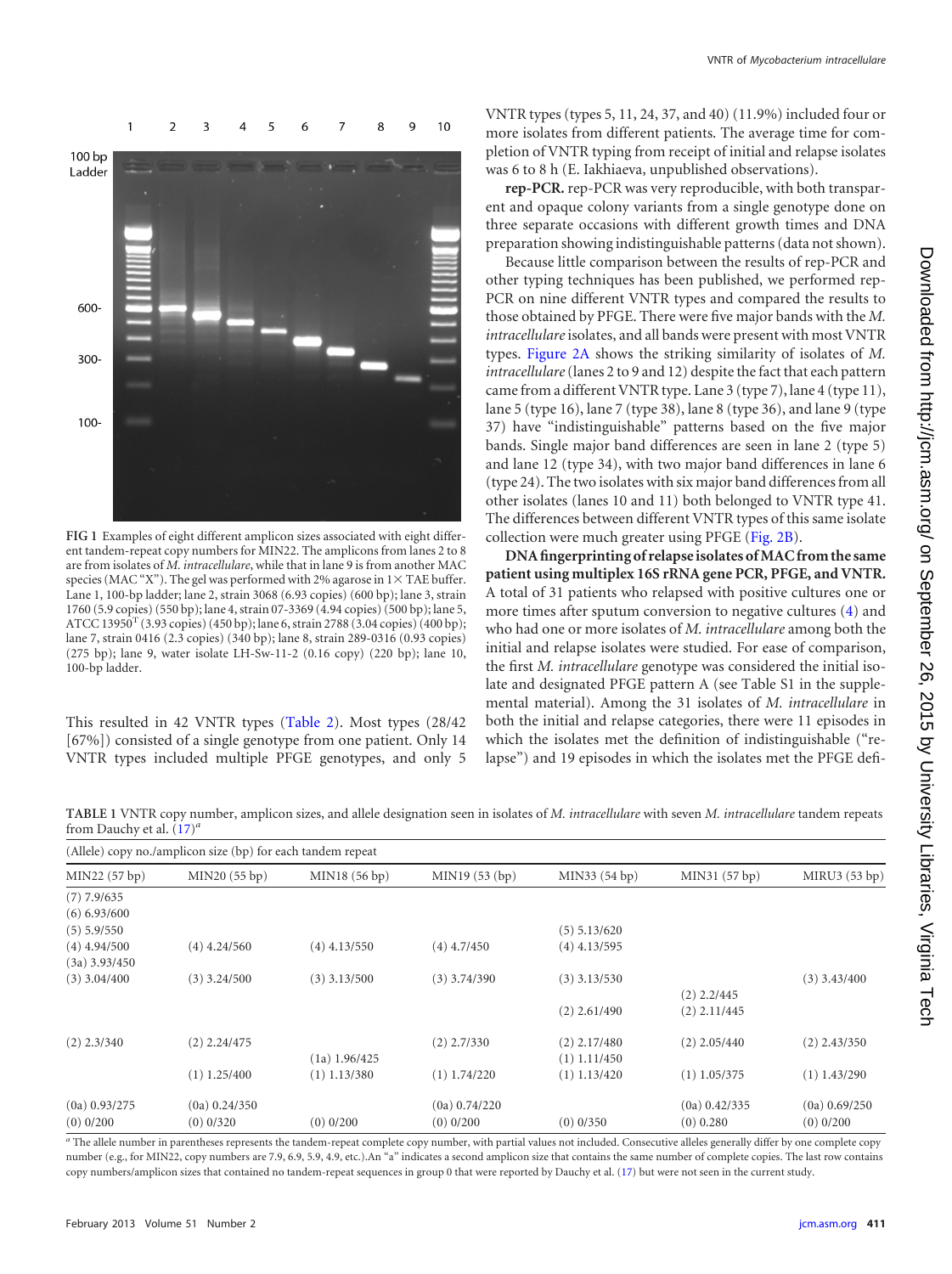FIG 1 Examples of eight different amplicon sizes associated with eight different tandem-repeat copy numbers for MIN22. The amplicons from lanes 2 to 8 are from isolates of *M. intracellulare*, while that in lane 9 is from another MAC species (MAC "X"). The gel was performed with 2% agarose in 1× TAE buffer. Lane 1, 100-bp ladder; lane 2, strain 3068 (6.93 copies) (600 bp); lane 3, strain 1760 (5.9 copies) (550 bp); lane 4, strain 07-3369 (4.94 copies) (500 bp); lane 5, ATCC 13950[T] (3.93 copies) (450 bp); lane 6, strain 2788 (3.04 copies) (400 bp); lane 7, strain 0416 (2.3 copies) (340 bp); lane 8, strain 289-0316 (0.93 copies) (275 bp); lane 9, water isolate LH-Sw-11-2 (0.16 copy) (220 bp); lane 10, 100-bp ladder.

This resulted in 42 VNTR types (Table 2). Most types (28/42 [67%]) consisted of a single genotype from one patient. Only 14 VNTR types included multiple PFGE genotypes, and only 5 VNTR types (types 5, 11, 24, 37, and 40) (11.9%) included four or more isolates from different patients. The average time for completion of VNTR typing from receipt of initial and relapse isolates was 6 to 8 h (E. Iakhiaeva, unpublished observations).

**rep-PCR.** rep-PCR was very reproducible, with both transparent and opaque colony variants from a single genotype done on three separate occasions with different growth times and DNA preparation showing indistinguishable patterns (data not shown).

Because little comparison between the results of rep-PCR and other typing techniques has been published, we performed rep-PCR on nine different VNTR types and compared the results to those obtained by PFGE. There were five major bands with the *M. intracellulare* isolates, and all bands were present with most VNTR types. Figure 2A shows the striking similarity of isolates of *M. intracellulare* (lanes 2 to 9 and 12) despite the fact that each pattern came from a different VNTR type. Lane 3 (type 7), lane 4 (type 11), lane 5 (type 16), lane 7 (type 38), lane 8 (type 36), and lane 9 (type 37) have "indistinguishable" patterns based on the five major bands. Single major band differences are seen in lane 2 (type 5) and lane 12 (type 34), with two major band differences in lane 6 (type 24). The two isolates with six major band differences from all other isolates (lanes 10 and 11) both belonged to VNTR type 41. The differences between different VNTR types of this same isolate collection were much greater using PFGE (Fig. 2B).

**DNA fingerprinting of relapse isolates of MAC from the same patient using multiplex 16S rRNA gene PCR, PFGE, and VNTR.** A total of 31 patients who relapsed with positive cultures one or more times after sputum conversion to negative cultures (4) and who had one or more isolates of *M. intracellulare* among both the initial and relapse isolates were studied. For ease of comparison, the first *M. intracellulare* genotype was considered the initial isolate and designated PFGE pattern A (see Table S1 in the supplemental material). Among the 31 isolates of *M. intracellulare* in both the initial and relapse categories, there were 11 episodes in which the isolates met the definition of indistinguishable ("relapse") and 19 episodes in which the isolates met the PFGE defi-

**TABLE 1** VNTR copy number, amplicon sizes, and allele designation seen in isolates of *M. intracellulare* with seven *M. intracellulare* tandem repeats from Dauchy et al. (17)[a]

| (Allele) copy no./amplicon size (bp) for each tandem repeat | | | | | | |
|---|---|---|---|---|---|---|
| MIN22 (57 bp) | MIN20 (55 bp) | MIN18 (56 bp) | MIN19 (53 (bp) | MIN33 (54 bp) | MIN31 (57 bp) | MIRU3 (53 bp) |
| (7) 7.9/635 | | | | | | |
| (6) 6.93/600 | | | | | | |
| (5) 5.9/550 | | | | (5) 5.13/620 | | |
| (4) 4.94/500 | (4) 4.24/560 | (4) 4.13/550 | (4) 4.7/450 | (4) 4.13/595 | | |
| (3a) 3.93/450 | | | | | | |
| (3) 3.04/400 | (3) 3.24/500 | (3) 3.13/500 | (3) 3.74/390 | (3) 3.13/530 | | (3) 3.43/400 |
| | | | | | (2) 2.2/445 | |
| | | | | (2) 2.61/490 | (2) 2.11/445 | |
| (2) 2.3/340 | (2) 2.24/475 | | (2) 2.7/330 | (2) 2.17/480 | (2) 2.05/440 | (2) 2.43/350 |
| | | (1a) 1.96/425 | | (1) 1.11/450 | | |
| | (1) 1.25/400 | (1) 1.13/380 | (1) 1.74/220 | (1) 1.13/420 | (1) 1.05/375 | (1) 1.43/290 |
| (0a) 0.93/275 | (0a) 0.24/350 | | (0a) 0.74/220 | | (0a) 0.42/335 | (0a) 0.69/250 |
| (0) 0/200 | (0) 0/320 | | (0) 0/200 | (0) 0/350 | (0) 0.280 | (0) 0/200 |

[a] The allele number in parentheses represents the tandem-repeat complete copy number, with partial values not included. Consecutive alleles generally differ by one complete copy number (e.g., for MIN22, copy numbers are 7.9, 6.9, 5.9, 4.9, etc.). An "a" indicates a second amplicon size that contains the same number of complete copies. The last row contains copy numbers/amplicon sizes that contained no tandem-repeat sequences in group 0 that were reported by Dauchy et al. (17) but were not seen in the current study.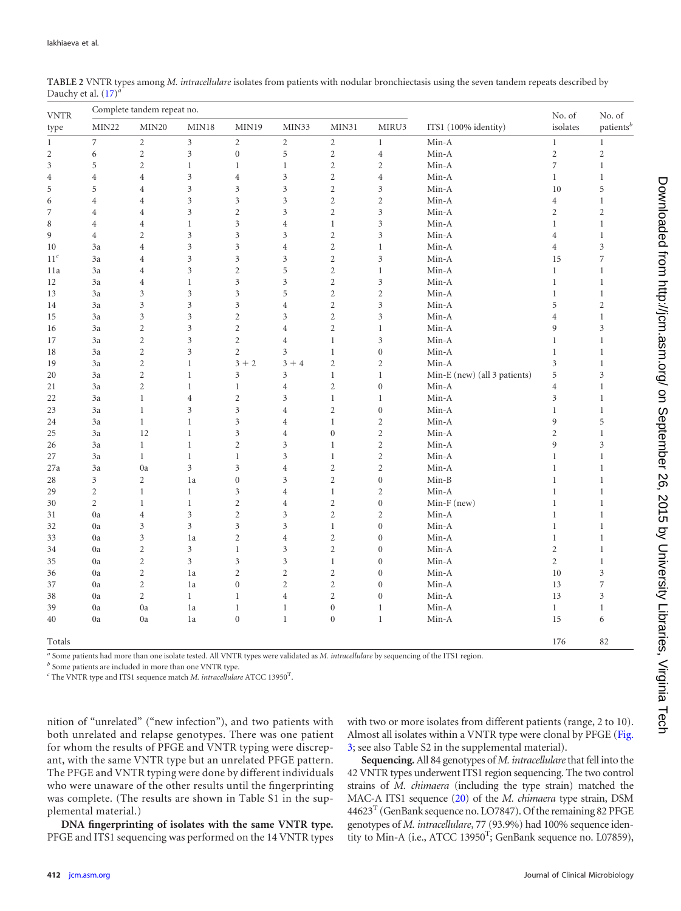**TABLE 2** VNTR types among *M. intracellulare* isolates from patients with nodular bronchiectasis using the seven tandem repeats described by Dauchy et al. (17)[a]

| VNTR type | Complete tandem repeat no. | | | | | | | ITS1 (100% identity) | No. of isolates | No. of patients[b] |
|---|---|---|---|---|---|---|---|---|---|---|
| | MIN22 | MIN20 | MIN18 | MIN19 | MIN33 | MIN31 | MIRU3 | | | |
| 1 | 7 | 2 | 3 | 2 | 2 | 2 | 1 | Min-A | 1 | 1 |
| 2 | 6 | 2 | 3 | 0 | 5 | 2 | 4 | Min-A | 2 | 2 |
| 3 | 5 | 2 | 1 | 1 | 1 | 2 | 2 | Min-A | 7 | 1 |
| 4 | 4 | 4 | 3 | 4 | 3 | 2 | 4 | Min-A | 1 | 1 |
| 5 | 5 | 4 | 3 | 3 | 3 | 2 | 3 | Min-A | 10 | 5 |
| 6 | 4 | 4 | 3 | 3 | 3 | 2 | 2 | Min-A | 4 | 1 |
| 7 | 4 | 4 | 3 | 2 | 3 | 2 | 3 | Min-A | 2 | 2 |
| 8 | 4 | 4 | 1 | 3 | 4 | 1 | 3 | Min-A | 1 | 1 |
| 9 | 4 | 2 | 3 | 3 | 3 | 2 | 3 | Min-A | 4 | 1 |
| 10 | 3a | 4 | 3 | 3 | 4 | 2 | 1 | Min-A | 4 | 3 |
| 11[c] | 3a | 4 | 3 | 3 | 3 | 2 | 3 | Min-A | 15 | 7 |
| 11a | 3a | 4 | 3 | 2 | 5 | 2 | 1 | Min-A | 1 | 1 |
| 12 | 3a | 4 | 1 | 3 | 3 | 2 | 3 | Min-A | 1 | 1 |
| 13 | 3a | 3 | 3 | 3 | 5 | 2 | 2 | Min-A | 1 | 1 |
| 14 | 3a | 3 | 3 | 3 | 4 | 2 | 3 | Min-A | 5 | 2 |
| 15 | 3a | 3 | 3 | 2 | 3 | 2 | 3 | Min-A | 4 | 1 |
| 16 | 3a | 2 | 3 | 2 | 4 | 2 | 1 | Min-A | 9 | 3 |
| 17 | 3a | 2 | 3 | 2 | 4 | 1 | 3 | Min-A | 1 | 1 |
| 18 | 3a | 2 | 3 | 2 | 3 | 1 | 0 | Min-A | 1 | 1 |
| 19 | 3a | 2 | 1 | 3 + 2 | 3 + 4 | 2 | 2 | Min-A | 3 | 1 |
| 20 | 3a | 2 | 1 | 3 | 3 | 1 | 1 | Min-E (new) (all 3 patients) | 5 | 3 |
| 21 | 3a | 2 | 1 | 1 | 4 | 2 | 0 | Min-A | 4 | 1 |
| 22 | 3a | 1 | 4 | 2 | 3 | 1 | 1 | Min-A | 3 | 1 |
| 23 | 3a | 1 | 3 | 3 | 4 | 2 | 0 | Min-A | 1 | 1 |
| 24 | 3a | 1 | 1 | 3 | 4 | 1 | 2 | Min-A | 9 | 5 |
| 25 | 3a | 12 | 1 | 3 | 4 | 0 | 2 | Min-A | 2 | 1 |
| 26 | 3a | 1 | 1 | 2 | 3 | 1 | 2 | Min-A | 9 | 3 |
| 27 | 3a | 1 | 1 | 1 | 3 | 1 | 2 | Min-A | 1 | 1 |
| 27a | 3a | 0a | 3 | 3 | 4 | 2 | 2 | Min-A | 1 | 1 |
| 28 | 3 | 2 | 1a | 0 | 3 | 2 | 0 | Min-B | 1 | 1 |
| 29 | 2 | 1 | 1 | 3 | 4 | 1 | 2 | Min-A | 1 | 1 |
| 30 | 2 | 1 | 1 | 2 | 4 | 2 | 0 | Min-F (new) | 1 | 1 |
| 31 | 0a | 4 | 3 | 2 | 3 | 2 | 2 | Min-A | 1 | 1 |
| 32 | 0a | 3 | 3 | 3 | 3 | 1 | 0 | Min-A | 1 | 1 |
| 33 | 0a | 3 | 1a | 2 | 4 | 2 | 0 | Min-A | 1 | 1 |
| 34 | 0a | 2 | 3 | 1 | 3 | 2 | 0 | Min-A | 2 | 1 |
| 35 | 0a | 2 | 3 | 3 | 3 | 1 | 0 | Min-A | 2 | 1 |
| 36 | 0a | 2 | 1a | 2 | 2 | 2 | 0 | Min-A | 10 | 3 |
| 37 | 0a | 2 | 1a | 0 | 2 | 2 | 0 | Min-A | 13 | 7 |
| 38 | 0a | 2 | 1 | 1 | 4 | 2 | 0 | Min-A | 13 | 3 |
| 39 | 0a | 0a | 1a | 1 | 1 | 0 | 1 | Min-A | 1 | 1 |
| 40 | 0a | 0a | 1a | 0 | 1 | 0 | 1 | Min-A | 15 | 6 |
| Totals | | | | | | | | | 176 | 82 |

[a] Some patients had more than one isolate tested. All VNTR types were validated as *M. intracellulare* by sequencing of the ITS1 region.

[b] Some patients are included in more than one VNTR type.

[c] The VNTR type and ITS1 sequence match *M. intracellulare* ATCC 13950[T].

nition of "unrelated" ("new infection"), and two patients with both unrelated and relapse genotypes. There was one patient for whom the results of PFGE and VNTR typing were discrepant, with the same VNTR type but an unrelated PFGE pattern. The PFGE and VNTR typing were done by different individuals who were unaware of the other results until the fingerprinting was complete. (The results are shown in Table S1 in the supplemental material.)

**DNA fingerprinting of isolates with the same VNTR type.** PFGE and ITS1 sequencing was performed on the 14 VNTR types with two or more isolates from different patients (range, 2 to 10). Almost all isolates within a VNTR type were clonal by PFGE (Fig. 3; see also Table S2 in the supplemental material).

**Sequencing.** All 84 genotypes of *M. intracellulare* that fell into the 42 VNTR types underwent ITS1 region sequencing. The two control strains of *M. chimaera* (including the type strain) matched the MAC-A ITS1 sequence (20) of the *M. chimaera* type strain, DSM 44623[T] (GenBank sequence no. LO7847). Of the remaining 82 PFGE genotypes of *M. intracellulare*, 77 (93.9%) had 100% sequence identity to Min-A (i.e., ATCC 13950[T]; GenBank sequence no. L07859),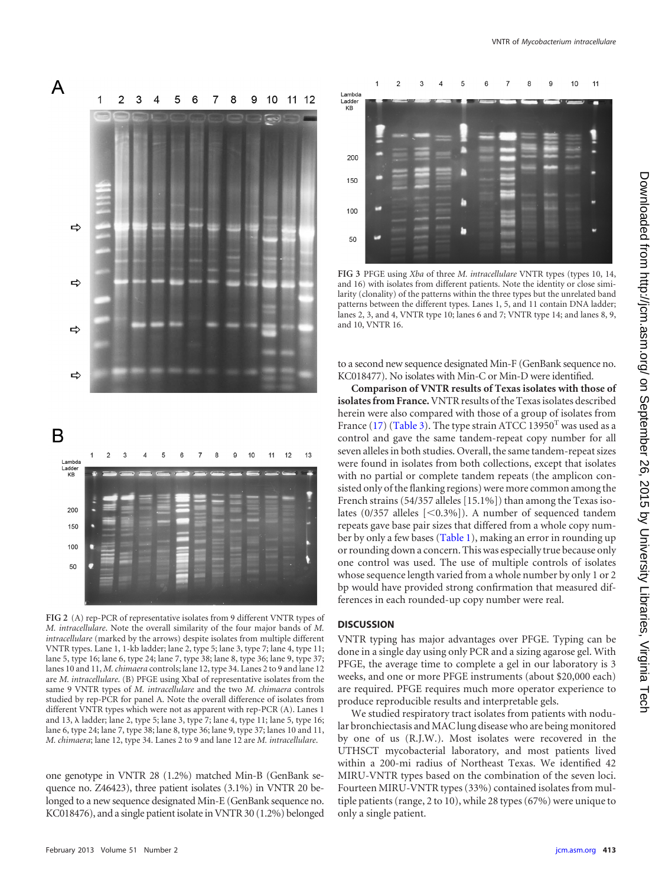FIG 2 (A) rep-PCR of representative isolates from 9 different VNTR types of *M. intracellulare*. Note the overall similarity of the four major bands of *M. intracellulare* (marked by the arrows) despite isolates from multiple different VNTR types. Lane 1, 1-kb ladder; lane 2, type 5; lane 3, type 7; lane 4, type 11; lane 5, type 16; lane 6, type 24; lane 7, type 38; lane 8, type 36; lane 9, type 37; lanes 10 and 11, *M. chimaera* controls; lane 12, type 34. Lanes 2 to 9 and lane 12 are *M. intracellulare*. (B) PFGE using XbaI of representative isolates from the same 9 VNTR types of *M. intracellulare* and the two *M. chimaera* controls studied by rep-PCR for panel A. Note the overall difference of isolates from different VNTR types which were not as apparent with rep-PCR (A). Lanes 1 and 13, λ ladder; lane 2, type 5; lane 3, type 7; lane 4, type 11; lane 5, type 16; lane 6, type 24; lane 7, type 38; lane 8, type 36; lane 9, type 37; lanes 10 and 11, *M. chimaera*; lane 12, type 34. Lanes 2 to 9 and lane 12 are *M. intracellulare*.

FIG 3 PFGE using *Xba* of three *M. intracellulare* VNTR types (types 10, 14, and 16) with isolates from different patients. Note the identity or close similarity (clonality) of the patterns within the three types but the unrelated band patterns between the different types. Lanes 1, 5, and 11 contain DNA ladder; lanes 2, 3, and 4, VNTR type 10; lanes 6 and 7; VNTR type 14; and lanes 8, 9, and 10, VNTR 16.

one genotype in VNTR 28 (1.2%) matched Min-B (GenBank sequence no. Z46423), three patient isolates (3.1%) in VNTR 20 belonged to a new sequence designated Min-E (GenBank sequence no. KC018476), and a single patient isolate in VNTR 30 (1.2%) belonged to a second new sequence designated Min-F (GenBank sequence no. KC018477). No isolates with Min-C or Min-D were identified.

**Comparison of VNTR results of Texas isolates with those of isolates from France.** VNTR results of the Texas isolates described herein were also compared with those of a group of isolates from France (17) (Table 3). The type strain ATCC 13950$^T$ was used as a control and gave the same tandem-repeat copy number for all seven alleles in both studies. Overall, the same tandem-repeat sizes were found in isolates from both collections, except that isolates with no partial or complete tandem repeats (the amplicon consisted only of the flanking regions) were more common among the French strains (54/357 alleles [15.1%]) than among the Texas isolates (0/357 alleles [<0.3%]). A number of sequenced tandem repeats gave base pair sizes that differed from a whole copy number by only a few bases (Table 1), making an error in rounding up or rounding down a concern. This was especially true because only one control was used. The use of multiple controls of isolates whose sequence length varied from a whole number by only 1 or 2 bp would have provided strong confirmation that measured differences in each rounded-up copy number were real.

## DISCUSSION

VNTR typing has major advantages over PFGE. Typing can be done in a single day using only PCR and a sizing agarose gel. With PFGE, the average time to complete a gel in our laboratory is 3 weeks, and one or more PFGE instruments (about $20,000 each) are required. PFGE requires much more operator experience to produce reproducible results and interpretable gels.

We studied respiratory tract isolates from patients with nodular bronchiectasis and MAC lung disease who are being monitored by one of us (R.J.W.). Most isolates were recovered in the UTHSCT mycobacterial laboratory, and most patients lived within a 200-mi radius of Northeast Texas. We identified 42 MIRU-VNTR types based on the combination of the seven loci. Fourteen MIRU-VNTR types (33%) contained isolates from multiple patients (range, 2 to 10), while 28 types (67%) were unique to only a single patient.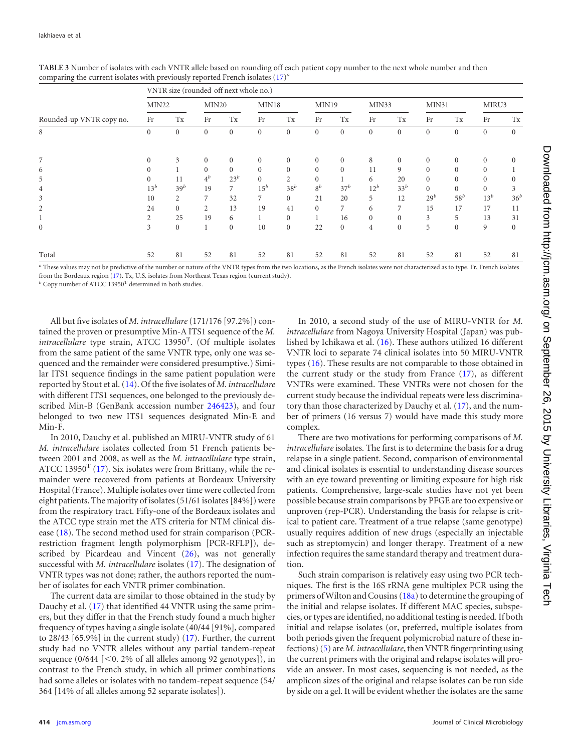**TABLE 3** Number of isolates with each VNTR allele based on rounding off each patient copy number to the next whole number and then comparing the current isolates with previously reported French isolates (17)[a]

| Rounded-up VNTR copy no. | VNTR size (rounded-off next whole no.) | | | | | | | | | | | | | |
|---|---|---|---|---|---|---|---|---|---|---|---|---|---|---|
| | MIN22 | | MIN20 | | MIN18 | | MIN19 | | MIN33 | | MIN31 | | MIRU3 | |
| | Fr | Tx | Fr | Tx | Fr | Tx | Fr | Tx | Fr | Tx | Fr | Tx | Fr | Tx |
| 8 | 0 | 0 | 0 | 0 | 0 | 0 | 0 | 0 | 0 | 0 | 0 | 0 | 0 | 0 |
| 7 | 0 | 3 | 0 | 0 | 0 | 0 | 0 | 0 | 8 | 0 | 0 | 0 | 0 | 0 |
| 6 | 0 | 1 | 0 | 0 | 0 | 0 | 0 | 0 | 11 | 9 | 0 | 0 | 0 | 1 |
| 5 | 0 | 11 | 4[b] | 23[b] | 0 | 2 | 0 | 1 | 6 | 20 | 0 | 0 | 0 | 0 |
| 4 | 13[b] | 39[b] | 19 | 7 | 15[b] | 38[b] | 8[b] | 37[b] | 12[b] | 33[b] | 0 | 0 | 0 | 3 |
| 3 | 10 | 2 | 7 | 32 | 7 | 0 | 21 | 20 | 5 | 12 | 29[b] | 58[b] | 13[b] | 36[b] |
| 2 | 24 | 0 | 2 | 13 | 19 | 41 | 0 | 7 | 6 | 7 | 15 | 17 | 17 | 11 |
| 1 | 2 | 25 | 19 | 6 | 1 | 0 | 1 | 16 | 0 | 0 | 3 | 5 | 13 | 31 |
| 0 | 3 | 0 | 1 | 0 | 10 | 0 | 22 | 0 | 4 | 0 | 5 | 0 | 9 | 0 |
| Total | 52 | 81 | 52 | 81 | 52 | 81 | 52 | 81 | 52 | 81 | 52 | 81 | 52 | 81 |

[a] These values may not be predictive of the number or nature of the VNTR types from the two locations, as the French isolates were not characterized as to type. Fr, French isolates from the Bordeaux region (17). Tx, U.S. isolates from Northeast Texas region (current study).

[b] Copy number of ATCC 13950[T] determined in both studies.

All but five isolates of *M. intracellulare* (171/176 [97.2%]) contained the proven or presumptive Min-A ITS1 sequence of the *M. intracellulare* type strain, ATCC 13950[T]. (Of multiple isolates from the same patient of the same VNTR type, only one was sequenced and the remainder were considered presumptive.) Similar ITS1 sequence findings in the same patient population were reported by Stout et al. (14). Of the five isolates of *M. intracellulare* with different ITS1 sequences, one belonged to the previously described Min-B (GenBank accession number 246423), and four belonged to two new ITS1 sequences designated Min-E and Min-F.

In 2010, Dauchy et al. published an MIRU-VNTR study of 61 *M. intracellulare* isolates collected from 51 French patients between 2001 and 2008, as well as the *M. intracellulare* type strain, ATCC 13950[T] (17). Six isolates were from Brittany, while the remainder were recovered from patients at Bordeaux University Hospital (France). Multiple isolates over time were collected from eight patients. The majority of isolates (51/61 isolates [84%]) were from the respiratory tract. Fifty-one of the Bordeaux isolates and the ATCC type strain met the ATS criteria for NTM clinical disease (18). The second method used for strain comparison (PCR-restriction fragment length polymorphism [PCR-RFLP]), described by Picardeau and Vincent (26), was not generally successful with *M. intracellulare* isolates (17). The designation of VNTR types was not done; rather, the authors reported the number of isolates for each VNTR primer combination.

The current data are similar to those obtained in the study by Dauchy et al. (17) that identified 44 VNTR using the same primers, but they differ in that the French study found a much higher frequency of types having a single isolate (40/44 [91%], compared to 28/43 [65.9%] in the current study) (17). Further, the current study had no VNTR alleles without any partial tandem-repeat sequence (0/644 [<0. 2% of all alleles among 92 genotypes]), in contrast to the French study, in which all primer combinations had some alleles or isolates with no tandem-repeat sequence (54/364 [14% of all alleles among 52 separate isolates]).

In 2010, a second study of the use of MIRU-VNTR for *M. intracellulare* from Nagoya University Hospital (Japan) was published by Ichikawa et al. (16). These authors utilized 16 different VNTR loci to separate 74 clinical isolates into 50 MIRU-VNTR types (16). These results are not comparable to those obtained in the current study or the study from France (17), as different VNTRs were examined. These VNTRs were not chosen for the current study because the individual repeats were less discriminatory than those characterized by Dauchy et al. (17), and the number of primers (16 versus 7) would have made this study more complex.

There are two motivations for performing comparisons of *M. intracellulare* isolates. The first is to determine the basis for a drug relapse in a single patient. Second, comparison of environmental and clinical isolates is essential to understanding disease sources with an eye toward preventing or limiting exposure for high risk patients. Comprehensive, large-scale studies have not yet been possible because strain comparisons by PFGE are too expensive or unproven (rep-PCR). Understanding the basis for relapse is critical to patient care. Treatment of a true relapse (same genotype) usually requires addition of new drugs (especially an injectable such as streptomycin) and longer therapy. Treatment of a new infection requires the same standard therapy and treatment duration.

Such strain comparison is relatively easy using two PCR techniques. The first is the 16S rRNA gene multiplex PCR using the primers of Wilton and Cousins (18a) to determine the grouping of the initial and relapse isolates. If different MAC species, subspecies, or types are identified, no additional testing is needed. If both initial and relapse isolates (or, preferred, multiple isolates from both periods given the frequent polymicrobial nature of these infections) (5) are *M. intracellulare*, then VNTR fingerprinting using the current primers with the original and relapse isolates will provide an answer. In most cases, sequencing is not needed, as the amplicon sizes of the original and relapse isolates can be run side by side on a gel. It will be evident whether the isolates are the same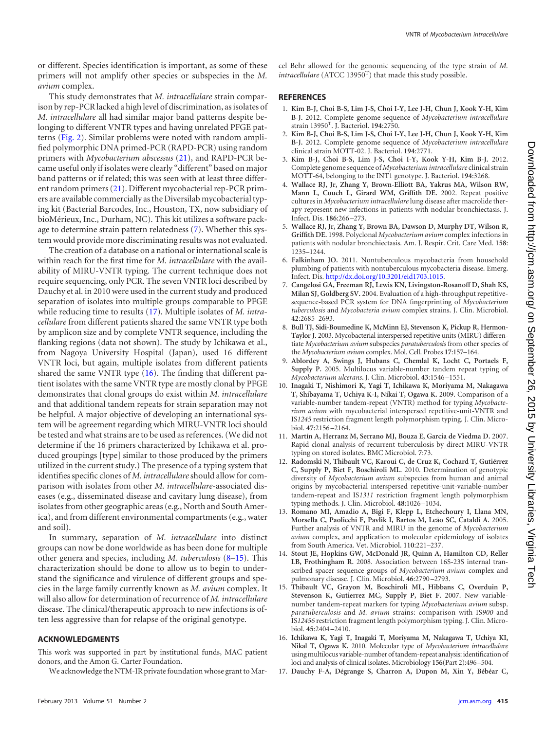or different. Species identification is important, as some of these primers will not amplify other species or subspecies in the *M. avium* complex.

This study demonstrates that *M. intracellulare* strain comparison by rep-PCR lacked a high level of discrimination, as isolates of *M. intracellulare* all had similar major band patterns despite belonging to different VNTR types and having unrelated PFGE patterns (Fig. 2). Similar problems were noted with random amplified polymorphic DNA primed-PCR (RAPD-PCR) using random primers with *Mycobacterium abscessus* (21), and RAPD-PCR became useful only if isolates were clearly "different" based on major band patterns or if related; this was seen with at least three different random primers (21). Different mycobacterial rep-PCR primers are available commercially as the Diversilab mycobacterial typing kit (Bacterial Barcodes, Inc., Houston, TX, now subsidiary of bioMérieux, Inc., Durham, NC). This kit utilizes a software package to determine strain pattern relatedness (7). Whether this system would provide more discriminating results was not evaluated.

The creation of a database on a national or international scale is within reach for the first time for *M. intracellulare* with the availability of MIRU-VNTR typing. The current technique does not require sequencing, only PCR. The seven VNTR loci described by Dauchy et al. in 2010 were used in the current study and produced separation of isolates into multiple groups comparable to PFGE while reducing time to results (17). Multiple isolates of *M. intracellulare* from different patients shared the same VNTR type both by amplicon size and by complete VNTR sequence, including the flanking regions (data not shown). The study by Ichikawa et al., from Nagoya University Hospital (Japan), used 16 different VNTR loci, but again, multiple isolates from different patients shared the same VNTR type (16). The finding that different patient isolates with the same VNTR type are mostly clonal by PFGE demonstrates that clonal groups do exist within *M. intracellulare* and that additional tandem repeats for strain separation may not be helpful. A major objective of developing an international system will be agreement regarding which MIRU-VNTR loci should be tested and what strains are to be used as references. (We did not determine if the 16 primers characterized by Ichikawa et al. produced groupings [type] similar to those produced by the primers utilized in the current study.) The presence of a typing system that identifies specific clones of *M. intracellulare* should allow for comparison with isolates from other *M. intracellulare*-associated diseases (e.g., disseminated disease and cavitary lung disease), from isolates from other geographic areas (e.g., North and South America), and from different environmental compartments (e.g., water and soil).

In summary, separation of *M. intracellulare* into distinct groups can now be done worldwide as has been done for multiple other genera and species, including *M. tuberculosis* (8–15). This characterization should be done to allow us to begin to understand the significance and virulence of different groups and species in the large family currently known as *M. avium* complex. It will also allow for determination of recurrence of *M. intracellulare* disease. The clinical/therapeutic approach to new infections is often less aggressive than for relapse of the original genotype.

## ACKNOWLEDGMENTS

This work was supported in part by institutional funds, MAC patient donors, and the Amon G. Carter Foundation.

We acknowledge the NTM-IR private foundation whose grant to Marcel Behr allowed for the genomic sequencing of the type strain of *M. intracellulare* (ATCC 13950$^T$) that made this study possible.

## REFERENCES

1. **Kim B-J, Choi B-S, Lim J-S, Choi I-Y, Lee J-H, Chun J, Kook Y-H, Kim B-J.** 2012. Complete genome sequence of *Mycobacterium intracellulare* strain 13950$^T$. J. Bacteriol. **194**:2750.
2. **Kim B-J, Choi B-S, Lim J-S, Choi I-Y, Lee J-H, Chun J, Kook Y-H, Kim B-J.** 2012. Complete genome sequence of *Mycobacterium intracellulare* clinical strain MOTT-02. J. Bacteriol. **194**:2771.
3. **Kim B-J, Choi B-S, Lim J-S, Choi I-Y, Kook Y-H, Kim B-J.** 2012. Complete genome sequence of *Mycobacterium intracellulare* clinical strain MOTT-64, belonging to the INT1 genotype. J. Bacteriol. **194**:3268.
4. **Wallace RJ, Jr, Zhang Y, Brown-Elliott BA, Yakrus MA, Wilson RW, Mann L, Couch L, Girard WM, Griffith DE.** 2002. Repeat positive cultures in *Mycobacterium intracellulare* lung disease after macrolide therapy represent new infections in patients with nodular bronchiectasis. J. Infect. Dis. **186**:266–273.
5. **Wallace RJ, Jr, Zhang Y, Brown BA, Dawson D, Murphy DT, Wilson R, Griffith DE.** 1998. Polyclonal *Mycobacterium avium* complex infections in patients with nodular bronchiectasis. Am. J. Respir. Crit. Care Med. **158**:1235–1244.
6. **Falkinham JO.** 2011. Nontuberculous mycobacteria from household plumbing of patients with nontuberculous mycobacteria disease. Emerg. Infect. Dis. http://dx.doi.org/10.3201/eid1703.1015.
7. **Cangelosi GA, Freeman RJ, Lewis KN, Livingston-Rosanoff D, Shah KS, Milan SJ, Goldberg SV.** 2004. Evaluation of a high-throughput repetitive-sequence-based PCR system for DNA fingerprinting of *Mycobacterium tuberculosis* and *Mycobacteria avium* complex strains. J. Clin. Microbiol. **42**:2685–2693.
8. **Bull TJ, Sidi-Boumedine K, McMinn EJ, Stevenson K, Pickup R, Hermon-Taylor J.** 2003. Mycobacterial interspersed repetitive units (MIRU) differentiate *Mycobacterium avium* subspecies *paratuberculosis* from other species of the *Mycobacterium avium* complex. Mol. Cell. Probes **17**:157–164.
9. **Ablordey A, Swings J, Hubans C, Chemlal K, Locht C, Portaels F, Supply P.** 2005. Multilocus variable-number tandem repeat typing of *Mycobacterium ulcerans*. J. Clin. Microbiol. **43**:1546–1551.
10. **Inagaki T, Nishimori K, Yagi T, Ichikawa K, Moriyama M, Nakagawa T, Shibayama T, Uchiya K-I, Nikai T, Ogawa K.** 2009. Comparison of a variable-number tandem-repeat (VNTR) method for typing *Mycobacterium avium* with mycobacterial interspersed repetitive-unit-VNTR and IS*1245* restriction fragment length polymorphism typing. J. Clin. Microbiol. **47**:2156–2164.
11. **Martín A, Herranz M, Serrano MJ, Bouza E, Garcia de Viedma D.** 2007. Rapid clonal analysis of recurrent tuberculosis by direct MIRU-VNTR typing on stored isolates. BMC Microbiol. **7**:73.
12. **Radomski N, Thibault VC, Karoui C, de Cruz K, Cochard T, Gutiérrez C, Supply P, Biet F, Boschiroli ML.** 2010. Determination of genotypic diversity of *Mycobacterium avium* subspecies from human and animal origins by mycobacterial interspersed repetitive-unit-variable-number tandem-repeat and IS*1311* restriction fragment length polymorphism typing methods. J. Clin. Microbiol. **48**:1026–1034.
13. **Romano MI, Amadio A, Bigi F, Klepp L, Etchechoury I, Llana MN, Morsella C, Paolicchi F, Pavlik I, Bartos M, Leão SC, Cataldi A.** 2005. Further analysis of VNTR and MIRU in the genome of *Mycobacterium avium* complex, and application to molecular epidemiology of isolates from South America. Vet. Microbiol. **110**:221–237.
14. **Stout JE, Hopkins GW, McDonald JR, Quinn A, Hamilton CD, Reller LB, Frothingham R.** 2008. Association between 16S-23S internal transcribed spacer sequence groups of *Mycobacterium avium* complex and pulmonary disease. J. Clin. Microbiol. **46**:2790–2793.
15. **Thibault VC, Grayon M, Boschiroli ML, Hibbans C, Overduin P, Stevenson K, Gutierrez MC, Supply P, Biet F.** 2007. New variable-number tandem-repeat markers for typing *Mycobacterium avium* subsp. *paratuberculosis* and *M. avium* strains: comparison with IS*900* and IS*12456* restriction fragment length polymorphism typing. J. Clin. Microbiol. **45**:2404–2410.
16. **Ichikawa K, Yagi T, Inagaki T, Moriyama M, Nakagawa T, Uchiya KI, Nikal T, Ogawa K.** 2010. Molecular type of *Mycobacterium intracellulare* using multilocus variable-number of tandem-repeat analysis: identification of loci and analysis of clinical isolates. Microbiology **156**(Part 2):496–504.
17. **Dauchy F-A, Dégrange S, Charron A, Dupon M, Xin Y, Bébéar C,**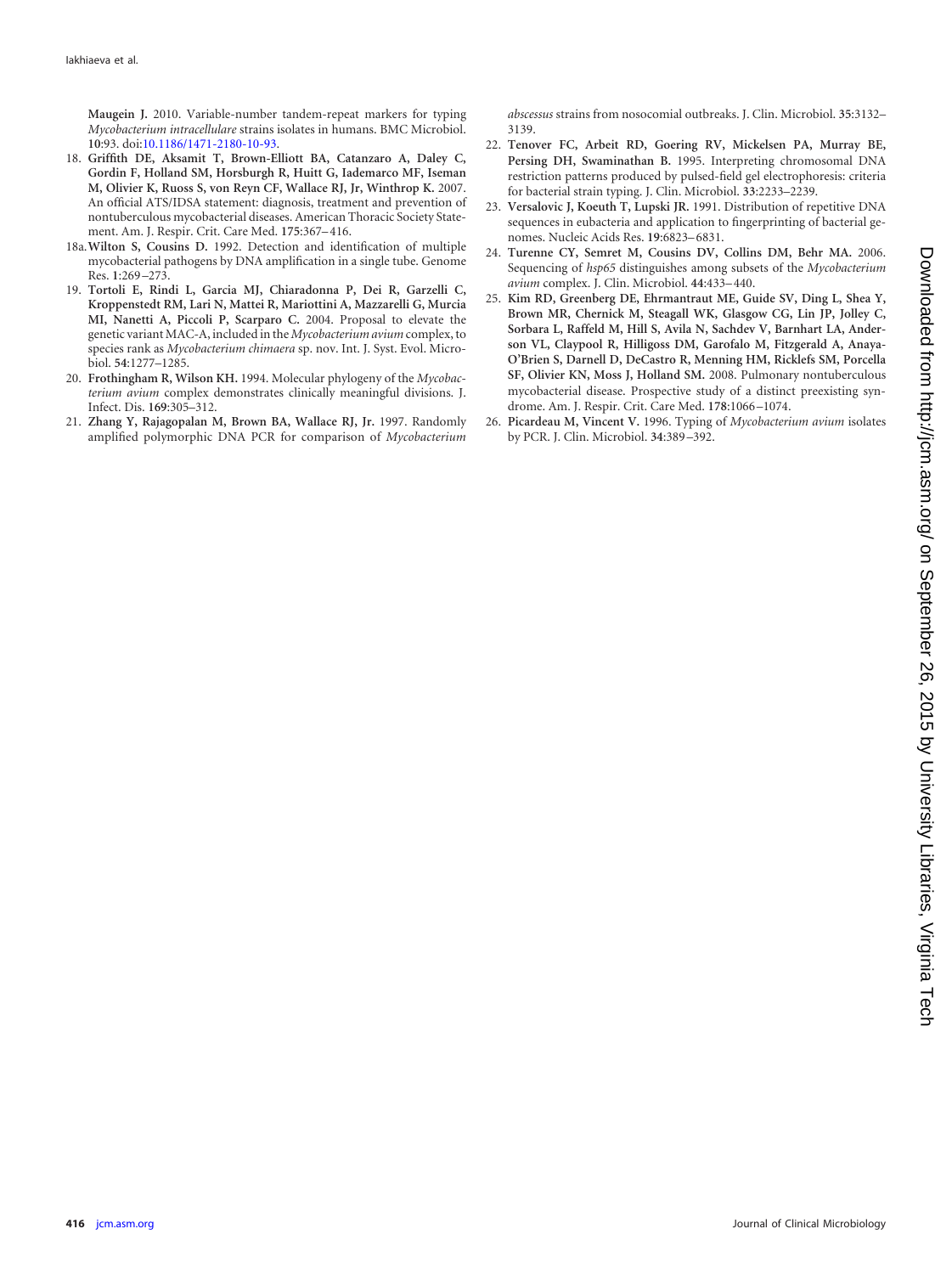Maugein J. 2010. Variable-number tandem-repeat markers for typing *Mycobacterium intracellulare* strains isolates in humans. BMC Microbiol. **10**:93. doi:10.1186/1471-2180-10-93.

18. **Griffith DE, Aksamit T, Brown-Elliott BA, Catanzaro A, Daley C, Gordin F, Holland SM, Horsburgh R, Huitt G, Iademarco MF, Iseman M, Olivier K, Ruoss S, von Reyn CF, Wallace RJ, Jr, Winthrop K.** 2007. An official ATS/IDSA statement: diagnosis, treatment and prevention of nontuberculous mycobacterial diseases. American Thoracic Society Statement. Am. J. Respir. Crit. Care Med. **175**:367–416.

18a. **Wilton S, Cousins D.** 1992. Detection and identification of multiple mycobacterial pathogens by DNA amplification in a single tube. Genome Res. **1**:269–273.

19. **Tortoli E, Rindi L, Garcia MJ, Chiaradonna P, Dei R, Garzelli C, Kroppenstedt RM, Lari N, Mattei R, Mariottini A, Mazzarelli G, Murcia MI, Nanetti A, Piccoli P, Scarparo C.** 2004. Proposal to elevate the genetic variant MAC-A, included in the *Mycobacterium avium* complex, to species rank as *Mycobacterium chimaera* sp. nov. Int. J. Syst. Evol. Microbiol. **54**:1277–1285.

20. **Frothingham R, Wilson KH.** 1994. Molecular phylogeny of the *Mycobacterium avium* complex demonstrates clinically meaningful divisions. J. Infect. Dis. **169**:305–312.

21. **Zhang Y, Rajagopalan M, Brown BA, Wallace RJ, Jr.** 1997. Randomly amplified polymorphic DNA PCR for comparison of *Mycobacterium abscessus* strains from nosocomial outbreaks. J. Clin. Microbiol. **35**:3132–3139.

22. **Tenover FC, Arbeit RD, Goering RV, Mickelsen PA, Murray BE, Persing DH, Swaminathan B.** 1995. Interpreting chromosomal DNA restriction patterns produced by pulsed-field gel electrophoresis: criteria for bacterial strain typing. J. Clin. Microbiol. **33**:2233–2239.

23. **Versalovic J, Koeuth T, Lupski JR.** 1991. Distribution of repetitive DNA sequences in eubacteria and application to fingerprinting of bacterial genomes. Nucleic Acids Res. **19**:6823–6831.

24. **Turenne CY, Semret M, Cousins DV, Collins DM, Behr MA.** 2006. Sequencing of *hsp65* distinguishes among subsets of the *Mycobacterium avium* complex. J. Clin. Microbiol. **44**:433–440.

25. **Kim RD, Greenberg DE, Ehrmantraut ME, Guide SV, Ding L, Shea Y, Brown MR, Chernick M, Steagall WK, Glasgow CG, Lin JP, Jolley C, Sorbara L, Raffeld M, Hill S, Avila N, Sachdev V, Barnhart LA, Anderson VL, Claypool R, Hilligoss DM, Garofalo M, Fitzgerald A, Anaya-O'Brien S, Darnell D, DeCastro R, Menning HM, Ricklefs SM, Porcella SF, Olivier KN, Moss J, Holland SM.** 2008. Pulmonary nontuberculous mycobacterial disease. Prospective study of a distinct preexisting syndrome. Am. J. Respir. Crit. Care Med. **178**:1066–1074.

26. **Picardeau M, Vincent V.** 1996. Typing of *Mycobacterium avium* isolates by PCR. J. Clin. Microbiol. **34**:389–392.